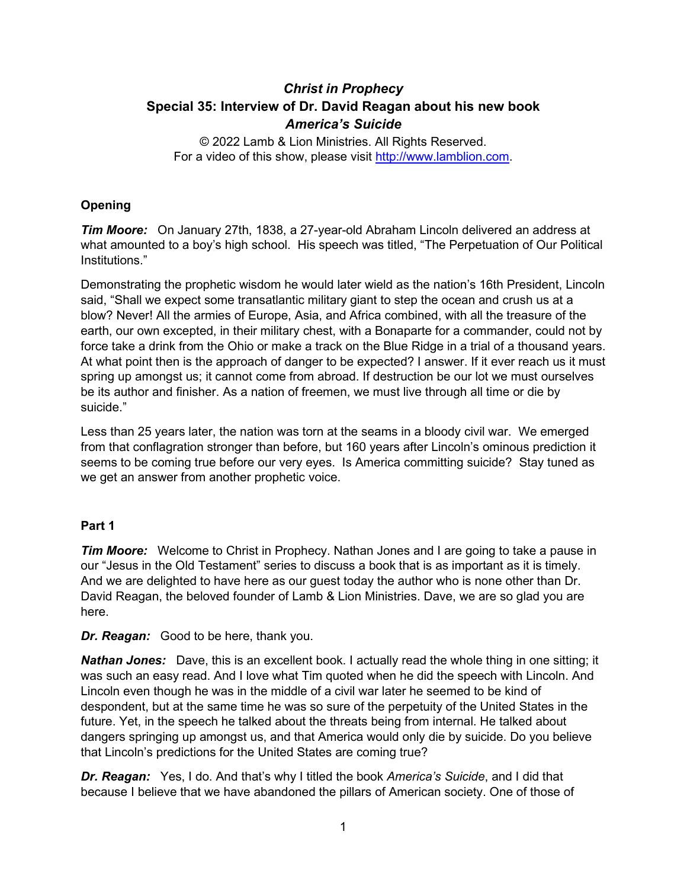# *Christ in Prophecy*
## Special 35: Interview of Dr. David Reagan about his new book *America's Suicide*

© 2022 Lamb & Lion Ministries. All Rights Reserved.
For a video of this show, please visit http://www.lamblion.com.

### Opening

***Tim Moore:*** On January 27th, 1838, a 27-year-old Abraham Lincoln delivered an address at what amounted to a boy's high school. His speech was titled, "The Perpetuation of Our Political Institutions."

Demonstrating the prophetic wisdom he would later wield as the nation's 16th President, Lincoln said, "Shall we expect some transatlantic military giant to step the ocean and crush us at a blow? Never! All the armies of Europe, Asia, and Africa combined, with all the treasure of the earth, our own excepted, in their military chest, with a Bonaparte for a commander, could not by force take a drink from the Ohio or make a track on the Blue Ridge in a trial of a thousand years. At what point then is the approach of danger to be expected? I answer. If it ever reach us it must spring up amongst us; it cannot come from abroad. If destruction be our lot we must ourselves be its author and finisher. As a nation of freemen, we must live through all time or die by suicide."

Less than 25 years later, the nation was torn at the seams in a bloody civil war. We emerged from that conflagration stronger than before, but 160 years after Lincoln's ominous prediction it seems to be coming true before our very eyes. Is America committing suicide? Stay tuned as we get an answer from another prophetic voice.

### Part 1

***Tim Moore:*** Welcome to Christ in Prophecy. Nathan Jones and I are going to take a pause in our "Jesus in the Old Testament" series to discuss a book that is as important as it is timely. And we are delighted to have here as our guest today the author who is none other than Dr. David Reagan, the beloved founder of Lamb & Lion Ministries. Dave, we are so glad you are here.

***Dr. Reagan:*** Good to be here, thank you.

***Nathan Jones:*** Dave, this is an excellent book. I actually read the whole thing in one sitting; it was such an easy read. And I love what Tim quoted when he did the speech with Lincoln. And Lincoln even though he was in the middle of a civil war later he seemed to be kind of despondent, but at the same time he was so sure of the perpetuity of the United States in the future. Yet, in the speech he talked about the threats being from internal. He talked about dangers springing up amongst us, and that America would only die by suicide. Do you believe that Lincoln's predictions for the United States are coming true?

***Dr. Reagan:*** Yes, I do. And that's why I titled the book *America's Suicide*, and I did that because I believe that we have abandoned the pillars of American society. One of those of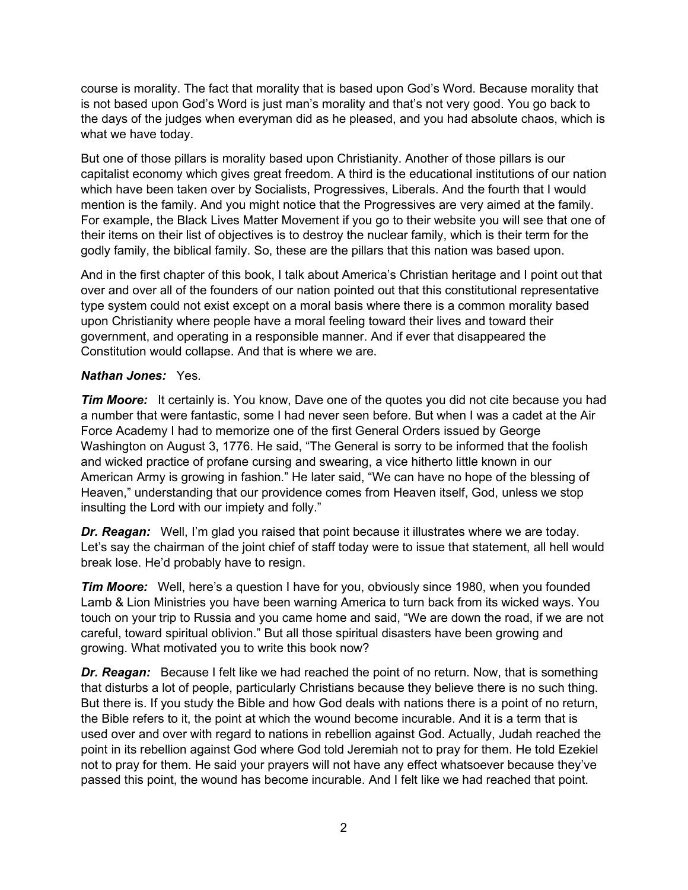course is morality. The fact that morality that is based upon God's Word. Because morality that is not based upon God's Word is just man's morality and that's not very good. You go back to the days of the judges when everyman did as he pleased, and you had absolute chaos, which is what we have today.

But one of those pillars is morality based upon Christianity. Another of those pillars is our capitalist economy which gives great freedom. A third is the educational institutions of our nation which have been taken over by Socialists, Progressives, Liberals. And the fourth that I would mention is the family. And you might notice that the Progressives are very aimed at the family. For example, the Black Lives Matter Movement if you go to their website you will see that one of their items on their list of objectives is to destroy the nuclear family, which is their term for the godly family, the biblical family. So, these are the pillars that this nation was based upon.

And in the first chapter of this book, I talk about America's Christian heritage and I point out that over and over all of the founders of our nation pointed out that this constitutional representative type system could not exist except on a moral basis where there is a common morality based upon Christianity where people have a moral feeling toward their lives and toward their government, and operating in a responsible manner. And if ever that disappeared the Constitution would collapse. And that is where we are.

***Nathan Jones:*** Yes.

***Tim Moore:*** It certainly is. You know, Dave one of the quotes you did not cite because you had a number that were fantastic, some I had never seen before. But when I was a cadet at the Air Force Academy I had to memorize one of the first General Orders issued by George Washington on August 3, 1776. He said, "The General is sorry to be informed that the foolish and wicked practice of profane cursing and swearing, a vice hitherto little known in our American Army is growing in fashion." He later said, "We can have no hope of the blessing of Heaven," understanding that our providence comes from Heaven itself, God, unless we stop insulting the Lord with our impiety and folly."

***Dr. Reagan:*** Well, I'm glad you raised that point because it illustrates where we are today. Let's say the chairman of the joint chief of staff today were to issue that statement, all hell would break lose. He'd probably have to resign.

***Tim Moore:*** Well, here's a question I have for you, obviously since 1980, when you founded Lamb & Lion Ministries you have been warning America to turn back from its wicked ways. You touch on your trip to Russia and you came home and said, "We are down the road, if we are not careful, toward spiritual oblivion." But all those spiritual disasters have been growing and growing. What motivated you to write this book now?

***Dr. Reagan:*** Because I felt like we had reached the point of no return. Now, that is something that disturbs a lot of people, particularly Christians because they believe there is no such thing. But there is. If you study the Bible and how God deals with nations there is a point of no return, the Bible refers to it, the point at which the wound become incurable. And it is a term that is used over and over with regard to nations in rebellion against God. Actually, Judah reached the point in its rebellion against God where God told Jeremiah not to pray for them. He told Ezekiel not to pray for them. He said your prayers will not have any effect whatsoever because they've passed this point, the wound has become incurable. And I felt like we had reached that point.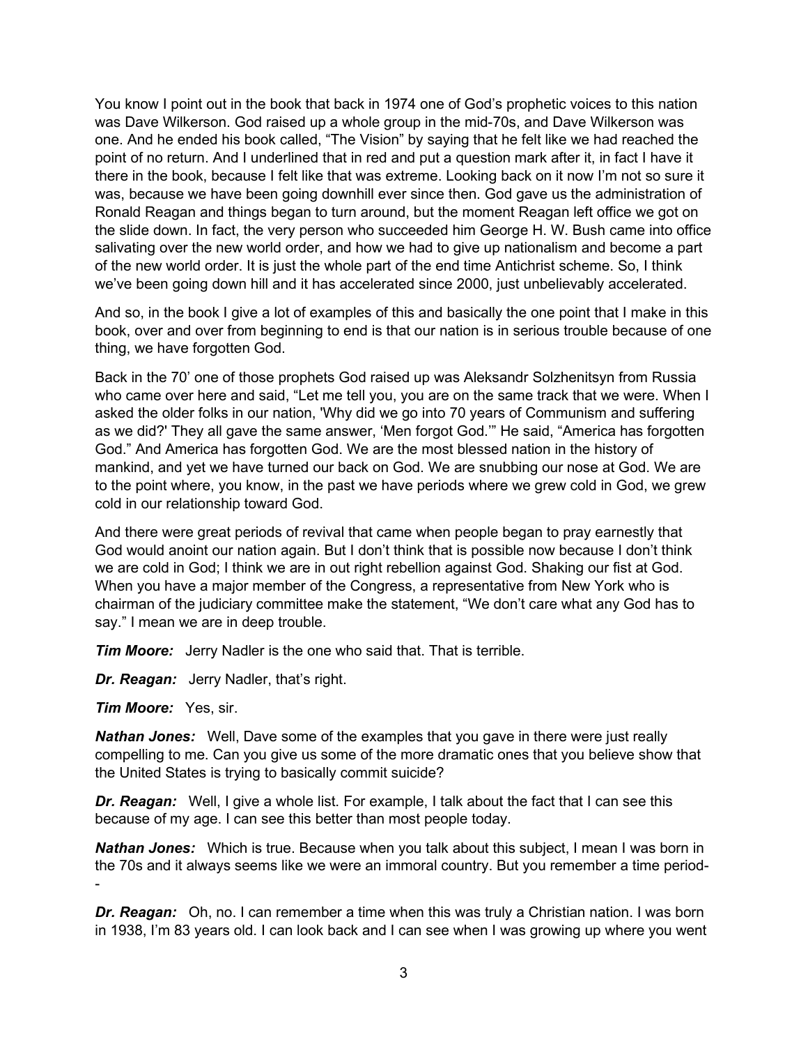You know I point out in the book that back in 1974 one of God's prophetic voices to this nation was Dave Wilkerson. God raised up a whole group in the mid-70s, and Dave Wilkerson was one. And he ended his book called, "The Vision" by saying that he felt like we had reached the point of no return. And I underlined that in red and put a question mark after it, in fact I have it there in the book, because I felt like that was extreme. Looking back on it now I'm not so sure it was, because we have been going downhill ever since then. God gave us the administration of Ronald Reagan and things began to turn around, but the moment Reagan left office we got on the slide down. In fact, the very person who succeeded him George H. W. Bush came into office salivating over the new world order, and how we had to give up nationalism and become a part of the new world order. It is just the whole part of the end time Antichrist scheme. So, I think we've been going down hill and it has accelerated since 2000, just unbelievably accelerated.

And so, in the book I give a lot of examples of this and basically the one point that I make in this book, over and over from beginning to end is that our nation is in serious trouble because of one thing, we have forgotten God.

Back in the 70' one of those prophets God raised up was Aleksandr Solzhenitsyn from Russia who came over here and said, "Let me tell you, you are on the same track that we were. When I asked the older folks in our nation, 'Why did we go into 70 years of Communism and suffering as we did?' They all gave the same answer, 'Men forgot God.'" He said, "America has forgotten God." And America has forgotten God. We are the most blessed nation in the history of mankind, and yet we have turned our back on God. We are snubbing our nose at God. We are to the point where, you know, in the past we have periods where we grew cold in God, we grew cold in our relationship toward God.

And there were great periods of revival that came when people began to pray earnestly that God would anoint our nation again. But I don't think that is possible now because I don't think we are cold in God; I think we are in out right rebellion against God. Shaking our fist at God. When you have a major member of the Congress, a representative from New York who is chairman of the judiciary committee make the statement, "We don't care what any God has to say." I mean we are in deep trouble.

***Tim Moore:*** Jerry Nadler is the one who said that. That is terrible.

***Dr. Reagan:*** Jerry Nadler, that's right.

***Tim Moore:*** Yes, sir.

***Nathan Jones:*** Well, Dave some of the examples that you gave in there were just really compelling to me. Can you give us some of the more dramatic ones that you believe show that the United States is trying to basically commit suicide?

***Dr. Reagan:*** Well, I give a whole list. For example, I talk about the fact that I can see this because of my age. I can see this better than most people today.

***Nathan Jones:*** Which is true. Because when you talk about this subject, I mean I was born in the 70s and it always seems like we were an immoral country. But you remember a time period--

***Dr. Reagan:*** Oh, no. I can remember a time when this was truly a Christian nation. I was born in 1938, I'm 83 years old. I can look back and I can see when I was growing up where you went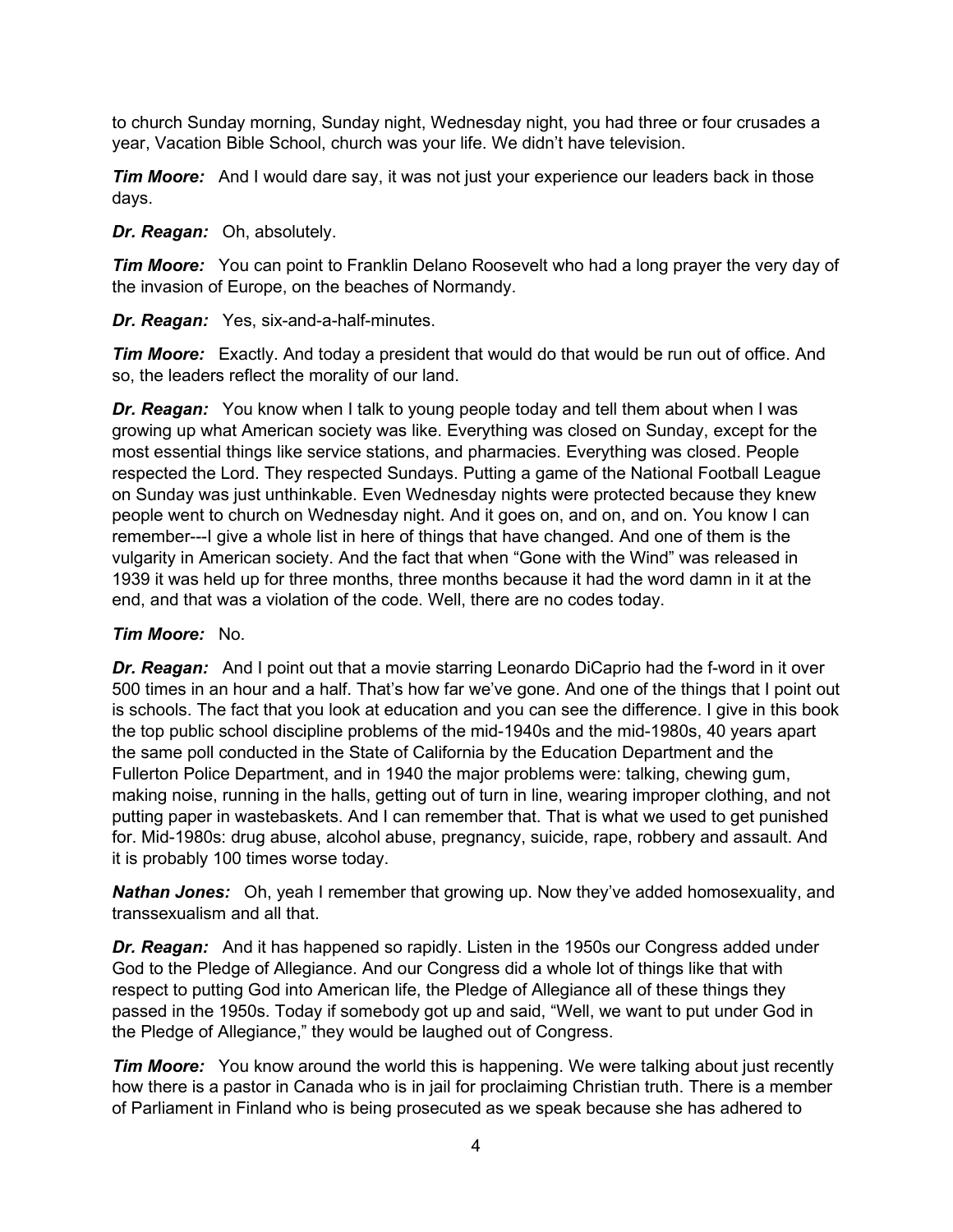to church Sunday morning, Sunday night, Wednesday night, you had three or four crusades a year, Vacation Bible School, church was your life. We didn't have television.

***Tim Moore:*** And I would dare say, it was not just your experience our leaders back in those days.

***Dr. Reagan:*** Oh, absolutely.

***Tim Moore:*** You can point to Franklin Delano Roosevelt who had a long prayer the very day of the invasion of Europe, on the beaches of Normandy.

***Dr. Reagan:*** Yes, six-and-a-half-minutes.

***Tim Moore:*** Exactly. And today a president that would do that would be run out of office. And so, the leaders reflect the morality of our land.

***Dr. Reagan:*** You know when I talk to young people today and tell them about when I was growing up what American society was like. Everything was closed on Sunday, except for the most essential things like service stations, and pharmacies. Everything was closed. People respected the Lord. They respected Sundays. Putting a game of the National Football League on Sunday was just unthinkable. Even Wednesday nights were protected because they knew people went to church on Wednesday night. And it goes on, and on, and on. You know I can remember---I give a whole list in here of things that have changed. And one of them is the vulgarity in American society. And the fact that when "Gone with the Wind" was released in 1939 it was held up for three months, three months because it had the word damn in it at the end, and that was a violation of the code. Well, there are no codes today.

***Tim Moore:*** No.

***Dr. Reagan:*** And I point out that a movie starring Leonardo DiCaprio had the f-word in it over 500 times in an hour and a half. That's how far we've gone. And one of the things that I point out is schools. The fact that you look at education and you can see the difference. I give in this book the top public school discipline problems of the mid-1940s and the mid-1980s, 40 years apart the same poll conducted in the State of California by the Education Department and the Fullerton Police Department, and in 1940 the major problems were: talking, chewing gum, making noise, running in the halls, getting out of turn in line, wearing improper clothing, and not putting paper in wastebaskets. And I can remember that. That is what we used to get punished for. Mid-1980s: drug abuse, alcohol abuse, pregnancy, suicide, rape, robbery and assault. And it is probably 100 times worse today.

***Nathan Jones:*** Oh, yeah I remember that growing up. Now they've added homosexuality, and transsexualism and all that.

***Dr. Reagan:*** And it has happened so rapidly. Listen in the 1950s our Congress added under God to the Pledge of Allegiance. And our Congress did a whole lot of things like that with respect to putting God into American life, the Pledge of Allegiance all of these things they passed in the 1950s. Today if somebody got up and said, "Well, we want to put under God in the Pledge of Allegiance," they would be laughed out of Congress.

***Tim Moore:*** You know around the world this is happening. We were talking about just recently how there is a pastor in Canada who is in jail for proclaiming Christian truth. There is a member of Parliament in Finland who is being prosecuted as we speak because she has adhered to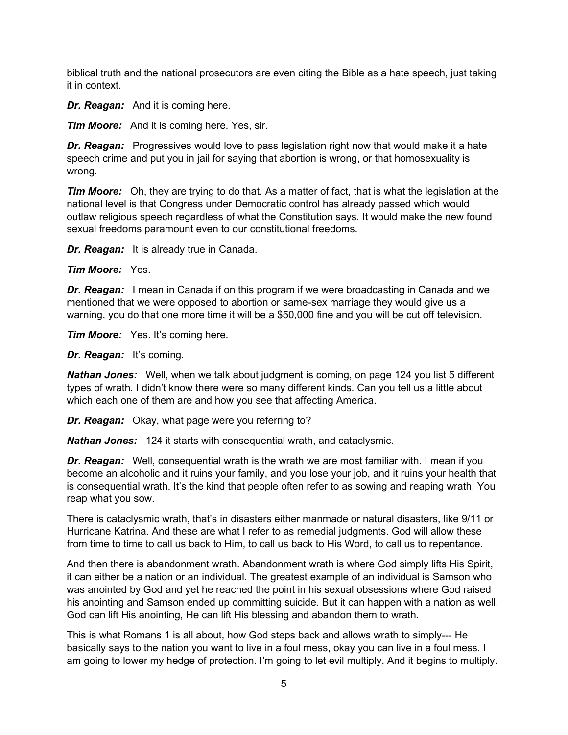biblical truth and the national prosecutors are even citing the Bible as a hate speech, just taking it in context.

***Dr. Reagan:*** And it is coming here.

***Tim Moore:*** And it is coming here. Yes, sir.

***Dr. Reagan:*** Progressives would love to pass legislation right now that would make it a hate speech crime and put you in jail for saying that abortion is wrong, or that homosexuality is wrong.

***Tim Moore:*** Oh, they are trying to do that. As a matter of fact, that is what the legislation at the national level is that Congress under Democratic control has already passed which would outlaw religious speech regardless of what the Constitution says. It would make the new found sexual freedoms paramount even to our constitutional freedoms.

***Dr. Reagan:*** It is already true in Canada.

***Tim Moore:*** Yes.

***Dr. Reagan:*** I mean in Canada if on this program if we were broadcasting in Canada and we mentioned that we were opposed to abortion or same-sex marriage they would give us a warning, you do that one more time it will be a $50,000 fine and you will be cut off television.

***Tim Moore:*** Yes. It's coming here.

***Dr. Reagan:*** It's coming.

***Nathan Jones:*** Well, when we talk about judgment is coming, on page 124 you list 5 different types of wrath. I didn't know there were so many different kinds. Can you tell us a little about which each one of them are and how you see that affecting America.

***Dr. Reagan:*** Okay, what page were you referring to?

***Nathan Jones:*** 124 it starts with consequential wrath, and cataclysmic.

***Dr. Reagan:*** Well, consequential wrath is the wrath we are most familiar with. I mean if you become an alcoholic and it ruins your family, and you lose your job, and it ruins your health that is consequential wrath. It's the kind that people often refer to as sowing and reaping wrath. You reap what you sow.

There is cataclysmic wrath, that's in disasters either manmade or natural disasters, like 9/11 or Hurricane Katrina. And these are what I refer to as remedial judgments. God will allow these from time to time to call us back to Him, to call us back to His Word, to call us to repentance.

And then there is abandonment wrath. Abandonment wrath is where God simply lifts His Spirit, it can either be a nation or an individual. The greatest example of an individual is Samson who was anointed by God and yet he reached the point in his sexual obsessions where God raised his anointing and Samson ended up committing suicide. But it can happen with a nation as well. God can lift His anointing, He can lift His blessing and abandon them to wrath.

This is what Romans 1 is all about, how God steps back and allows wrath to simply--- He basically says to the nation you want to live in a foul mess, okay you can live in a foul mess. I am going to lower my hedge of protection. I'm going to let evil multiply. And it begins to multiply.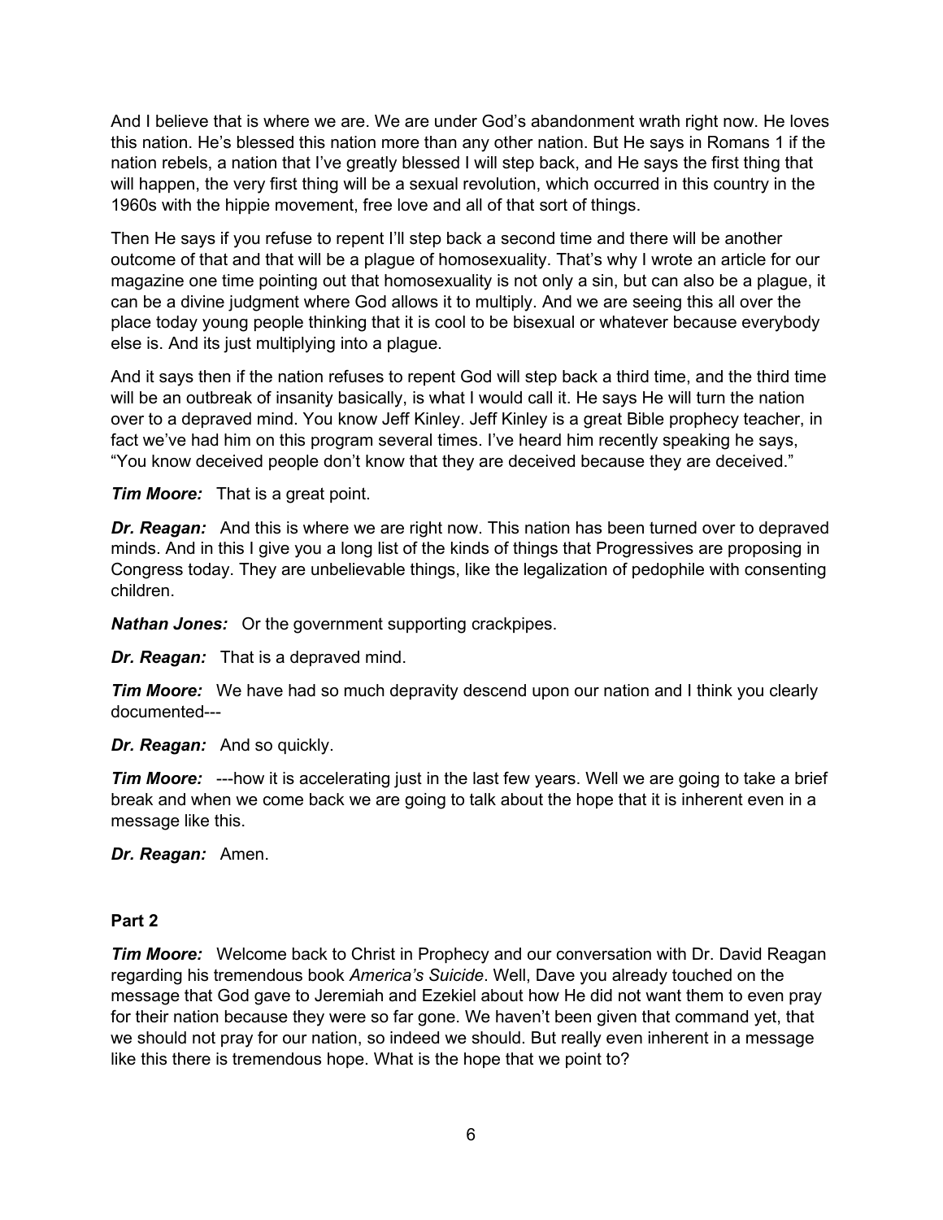And I believe that is where we are. We are under God's abandonment wrath right now. He loves this nation. He's blessed this nation more than any other nation. But He says in Romans 1 if the nation rebels, a nation that I've greatly blessed I will step back, and He says the first thing that will happen, the very first thing will be a sexual revolution, which occurred in this country in the 1960s with the hippie movement, free love and all of that sort of things.

Then He says if you refuse to repent I'll step back a second time and there will be another outcome of that and that will be a plague of homosexuality. That's why I wrote an article for our magazine one time pointing out that homosexuality is not only a sin, but can also be a plague, it can be a divine judgment where God allows it to multiply. And we are seeing this all over the place today young people thinking that it is cool to be bisexual or whatever because everybody else is. And its just multiplying into a plague.

And it says then if the nation refuses to repent God will step back a third time, and the third time will be an outbreak of insanity basically, is what I would call it. He says He will turn the nation over to a depraved mind. You know Jeff Kinley. Jeff Kinley is a great Bible prophecy teacher, in fact we've had him on this program several times. I've heard him recently speaking he says, "You know deceived people don't know that they are deceived because they are deceived."

***Tim Moore:*** That is a great point.

***Dr. Reagan:*** And this is where we are right now. This nation has been turned over to depraved minds. And in this I give you a long list of the kinds of things that Progressives are proposing in Congress today. They are unbelievable things, like the legalization of pedophile with consenting children.

***Nathan Jones:*** Or the government supporting crackpipes.

***Dr. Reagan:*** That is a depraved mind.

***Tim Moore:*** We have had so much depravity descend upon our nation and I think you clearly documented---

***Dr. Reagan:*** And so quickly.

***Tim Moore:*** ---how it is accelerating just in the last few years. Well we are going to take a brief break and when we come back we are going to talk about the hope that it is inherent even in a message like this.

***Dr. Reagan:*** Amen.

**Part 2**

***Tim Moore:*** Welcome back to Christ in Prophecy and our conversation with Dr. David Reagan regarding his tremendous book *America's Suicide*. Well, Dave you already touched on the message that God gave to Jeremiah and Ezekiel about how He did not want them to even pray for their nation because they were so far gone. We haven't been given that command yet, that we should not pray for our nation, so indeed we should. But really even inherent in a message like this there is tremendous hope. What is the hope that we point to?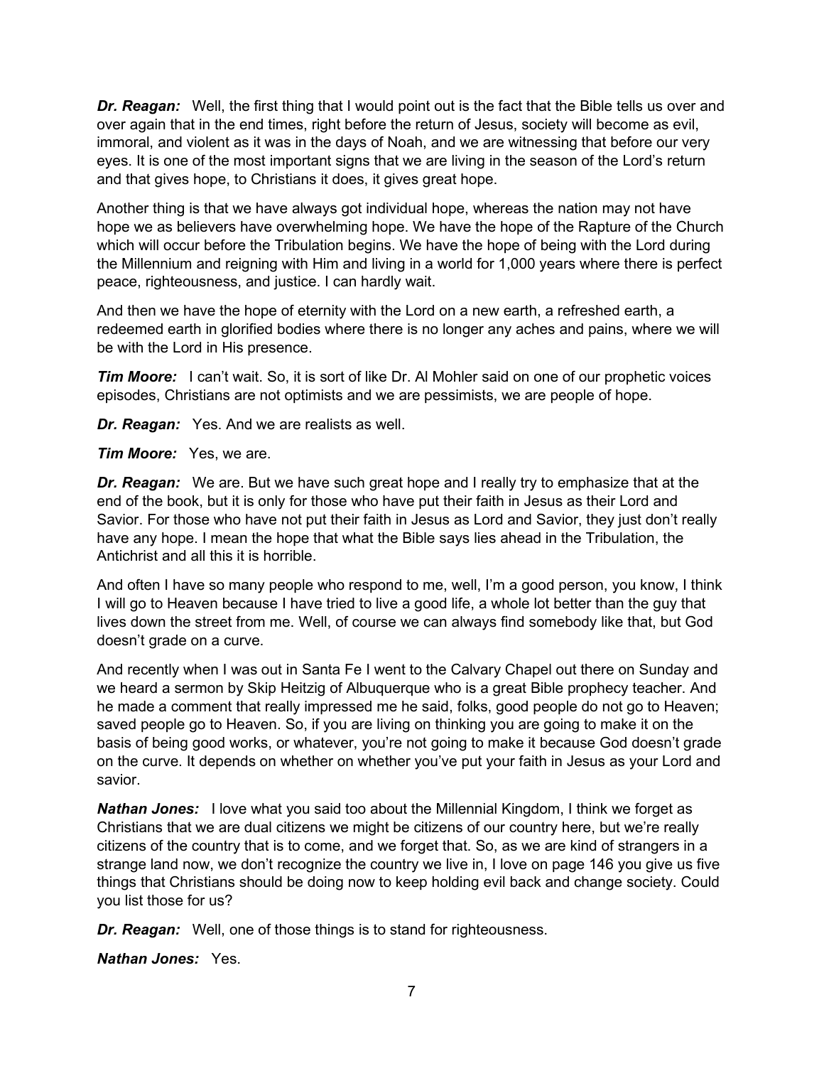***Dr. Reagan:*** Well, the first thing that I would point out is the fact that the Bible tells us over and over again that in the end times, right before the return of Jesus, society will become as evil, immoral, and violent as it was in the days of Noah, and we are witnessing that before our very eyes. It is one of the most important signs that we are living in the season of the Lord's return and that gives hope, to Christians it does, it gives great hope.

Another thing is that we have always got individual hope, whereas the nation may not have hope we as believers have overwhelming hope. We have the hope of the Rapture of the Church which will occur before the Tribulation begins. We have the hope of being with the Lord during the Millennium and reigning with Him and living in a world for 1,000 years where there is perfect peace, righteousness, and justice. I can hardly wait.

And then we have the hope of eternity with the Lord on a new earth, a refreshed earth, a redeemed earth in glorified bodies where there is no longer any aches and pains, where we will be with the Lord in His presence.

***Tim Moore:*** I can't wait. So, it is sort of like Dr. Al Mohler said on one of our prophetic voices episodes, Christians are not optimists and we are pessimists, we are people of hope.

***Dr. Reagan:*** Yes. And we are realists as well.

***Tim Moore:*** Yes, we are.

***Dr. Reagan:*** We are. But we have such great hope and I really try to emphasize that at the end of the book, but it is only for those who have put their faith in Jesus as their Lord and Savior. For those who have not put their faith in Jesus as Lord and Savior, they just don't really have any hope. I mean the hope that what the Bible says lies ahead in the Tribulation, the Antichrist and all this it is horrible.

And often I have so many people who respond to me, well, I'm a good person, you know, I think I will go to Heaven because I have tried to live a good life, a whole lot better than the guy that lives down the street from me. Well, of course we can always find somebody like that, but God doesn't grade on a curve.

And recently when I was out in Santa Fe I went to the Calvary Chapel out there on Sunday and we heard a sermon by Skip Heitzig of Albuquerque who is a great Bible prophecy teacher. And he made a comment that really impressed me he said, folks, good people do not go to Heaven; saved people go to Heaven. So, if you are living on thinking you are going to make it on the basis of being good works, or whatever, you're not going to make it because God doesn't grade on the curve. It depends on whether on whether you've put your faith in Jesus as your Lord and savior.

***Nathan Jones:*** I love what you said too about the Millennial Kingdom, I think we forget as Christians that we are dual citizens we might be citizens of our country here, but we're really citizens of the country that is to come, and we forget that. So, as we are kind of strangers in a strange land now, we don't recognize the country we live in, I love on page 146 you give us five things that Christians should be doing now to keep holding evil back and change society. Could you list those for us?

***Dr. Reagan:*** Well, one of those things is to stand for righteousness.

***Nathan Jones:*** Yes.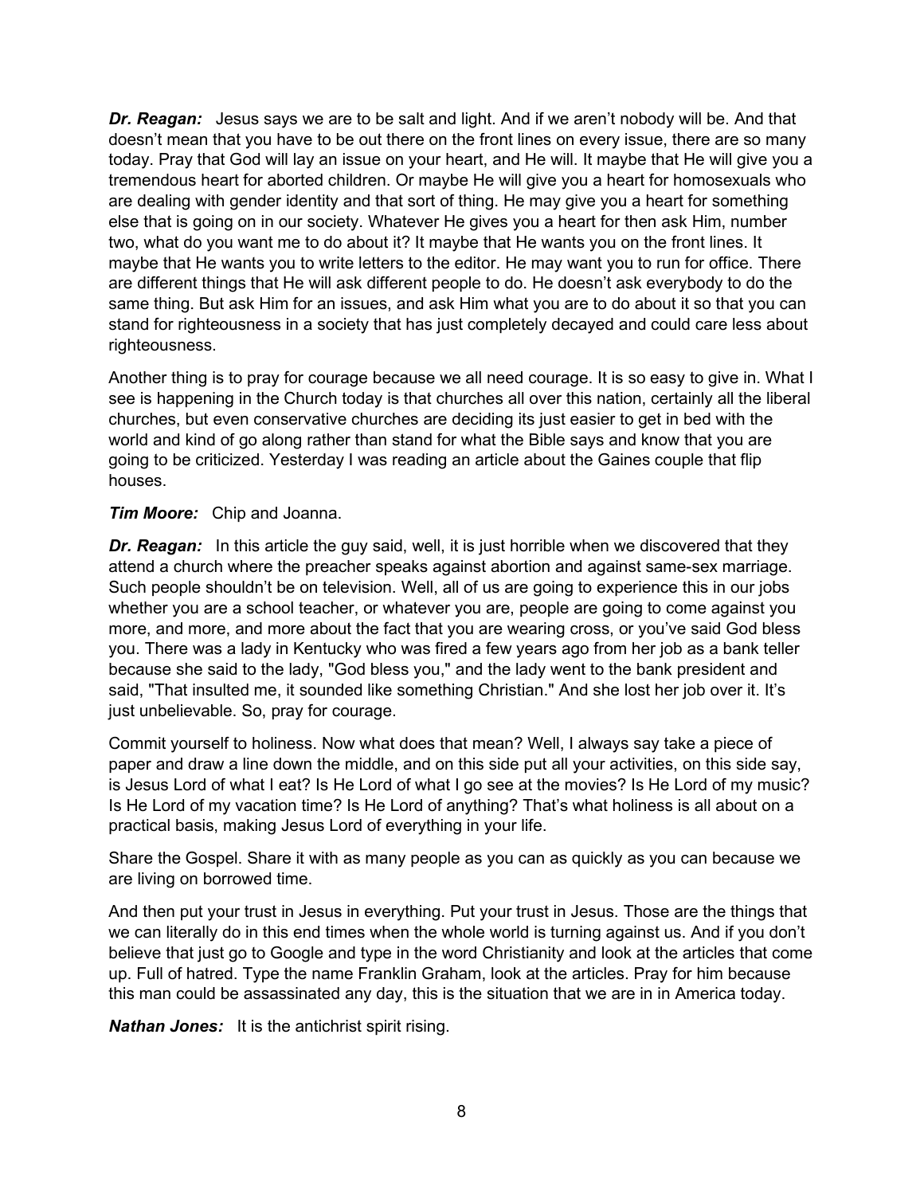***Dr. Reagan:*** Jesus says we are to be salt and light. And if we aren't nobody will be. And that doesn't mean that you have to be out there on the front lines on every issue, there are so many today. Pray that God will lay an issue on your heart, and He will. It maybe that He will give you a tremendous heart for aborted children. Or maybe He will give you a heart for homosexuals who are dealing with gender identity and that sort of thing. He may give you a heart for something else that is going on in our society. Whatever He gives you a heart for then ask Him, number two, what do you want me to do about it? It maybe that He wants you on the front lines. It maybe that He wants you to write letters to the editor. He may want you to run for office. There are different things that He will ask different people to do. He doesn't ask everybody to do the same thing. But ask Him for an issues, and ask Him what you are to do about it so that you can stand for righteousness in a society that has just completely decayed and could care less about righteousness.

Another thing is to pray for courage because we all need courage. It is so easy to give in. What I see is happening in the Church today is that churches all over this nation, certainly all the liberal churches, but even conservative churches are deciding its just easier to get in bed with the world and kind of go along rather than stand for what the Bible says and know that you are going to be criticized. Yesterday I was reading an article about the Gaines couple that flip houses.

***Tim Moore:*** Chip and Joanna.

***Dr. Reagan:*** In this article the guy said, well, it is just horrible when we discovered that they attend a church where the preacher speaks against abortion and against same-sex marriage. Such people shouldn't be on television. Well, all of us are going to experience this in our jobs whether you are a school teacher, or whatever you are, people are going to come against you more, and more, and more about the fact that you are wearing cross, or you've said God bless you. There was a lady in Kentucky who was fired a few years ago from her job as a bank teller because she said to the lady, "God bless you," and the lady went to the bank president and said, "That insulted me, it sounded like something Christian." And she lost her job over it. It's just unbelievable. So, pray for courage.

Commit yourself to holiness. Now what does that mean? Well, I always say take a piece of paper and draw a line down the middle, and on this side put all your activities, on this side say, is Jesus Lord of what I eat? Is He Lord of what I go see at the movies? Is He Lord of my music? Is He Lord of my vacation time? Is He Lord of anything? That's what holiness is all about on a practical basis, making Jesus Lord of everything in your life.

Share the Gospel. Share it with as many people as you can as quickly as you can because we are living on borrowed time.

And then put your trust in Jesus in everything. Put your trust in Jesus. Those are the things that we can literally do in this end times when the whole world is turning against us. And if you don't believe that just go to Google and type in the word Christianity and look at the articles that come up. Full of hatred. Type the name Franklin Graham, look at the articles. Pray for him because this man could be assassinated any day, this is the situation that we are in in America today.

***Nathan Jones:*** It is the antichrist spirit rising.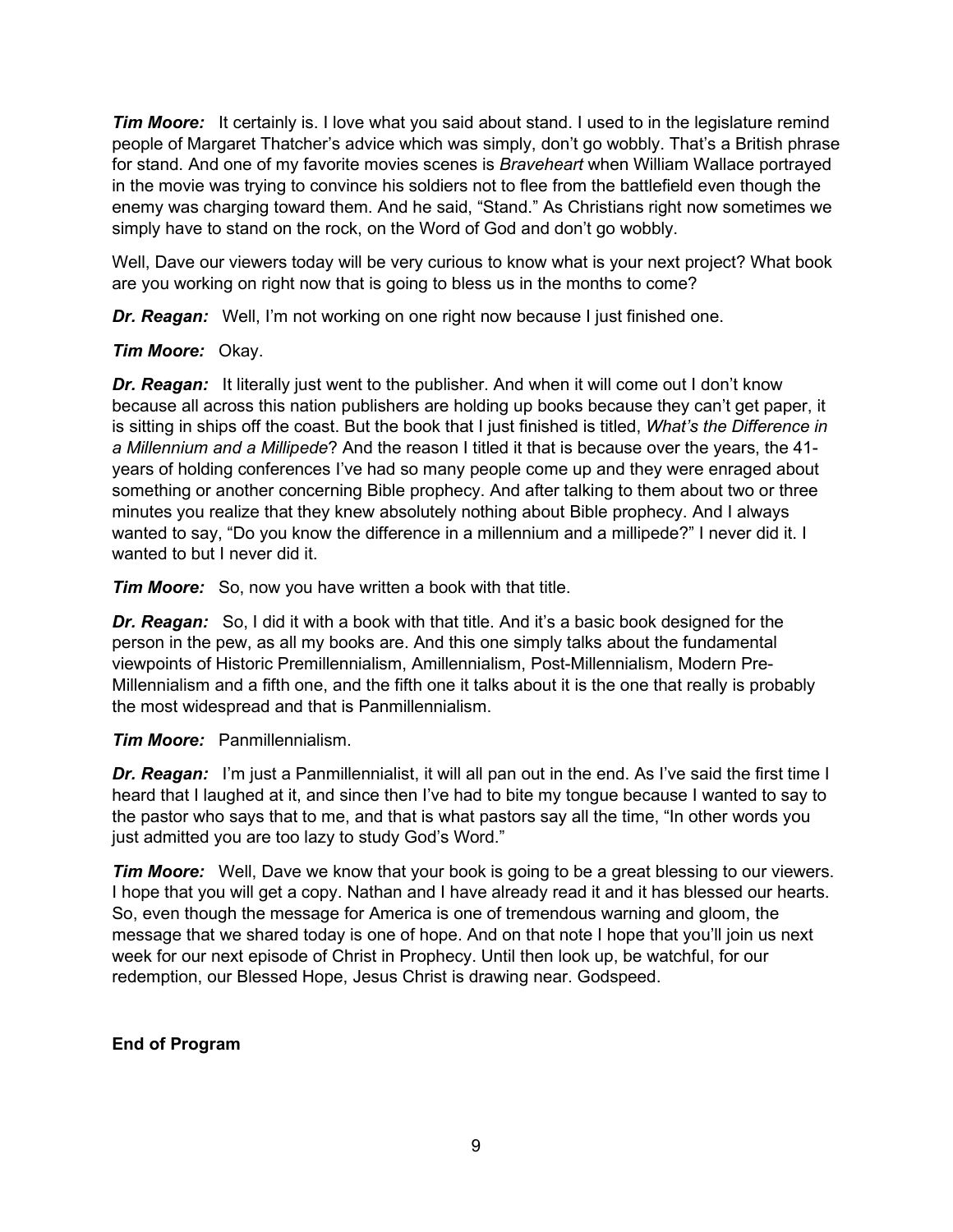***Tim Moore:*** It certainly is. I love what you said about stand. I used to in the legislature remind people of Margaret Thatcher's advice which was simply, don't go wobbly. That's a British phrase for stand. And one of my favorite movies scenes is *Braveheart* when William Wallace portrayed in the movie was trying to convince his soldiers not to flee from the battlefield even though the enemy was charging toward them. And he said, "Stand." As Christians right now sometimes we simply have to stand on the rock, on the Word of God and don't go wobbly.

Well, Dave our viewers today will be very curious to know what is your next project? What book are you working on right now that is going to bless us in the months to come?

***Dr. Reagan:*** Well, I'm not working on one right now because I just finished one.

***Tim Moore:*** Okay.

***Dr. Reagan:*** It literally just went to the publisher. And when it will come out I don't know because all across this nation publishers are holding up books because they can't get paper, it is sitting in ships off the coast. But the book that I just finished is titled, *What's the Difference in a Millennium and a Millipede*? And the reason I titled it that is because over the years, the 41-years of holding conferences I've had so many people come up and they were enraged about something or another concerning Bible prophecy. And after talking to them about two or three minutes you realize that they knew absolutely nothing about Bible prophecy. And I always wanted to say, "Do you know the difference in a millennium and a millipede?" I never did it. I wanted to but I never did it.

***Tim Moore:*** So, now you have written a book with that title.

***Dr. Reagan:*** So, I did it with a book with that title. And it's a basic book designed for the person in the pew, as all my books are. And this one simply talks about the fundamental viewpoints of Historic Premillennialism, Amillennialism, Post-Millennialism, Modern Pre-Millennialism and a fifth one, and the fifth one it talks about it is the one that really is probably the most widespread and that is Panmillennialism.

***Tim Moore:*** Panmillennialism.

***Dr. Reagan:*** I'm just a Panmillennialist, it will all pan out in the end. As I've said the first time I heard that I laughed at it, and since then I've had to bite my tongue because I wanted to say to the pastor who says that to me, and that is what pastors say all the time, "In other words you just admitted you are too lazy to study God's Word."

***Tim Moore:*** Well, Dave we know that your book is going to be a great blessing to our viewers. I hope that you will get a copy. Nathan and I have already read it and it has blessed our hearts. So, even though the message for America is one of tremendous warning and gloom, the message that we shared today is one of hope. And on that note I hope that you'll join us next week for our next episode of Christ in Prophecy. Until then look up, be watchful, for our redemption, our Blessed Hope, Jesus Christ is drawing near. Godspeed.

**End of Program**